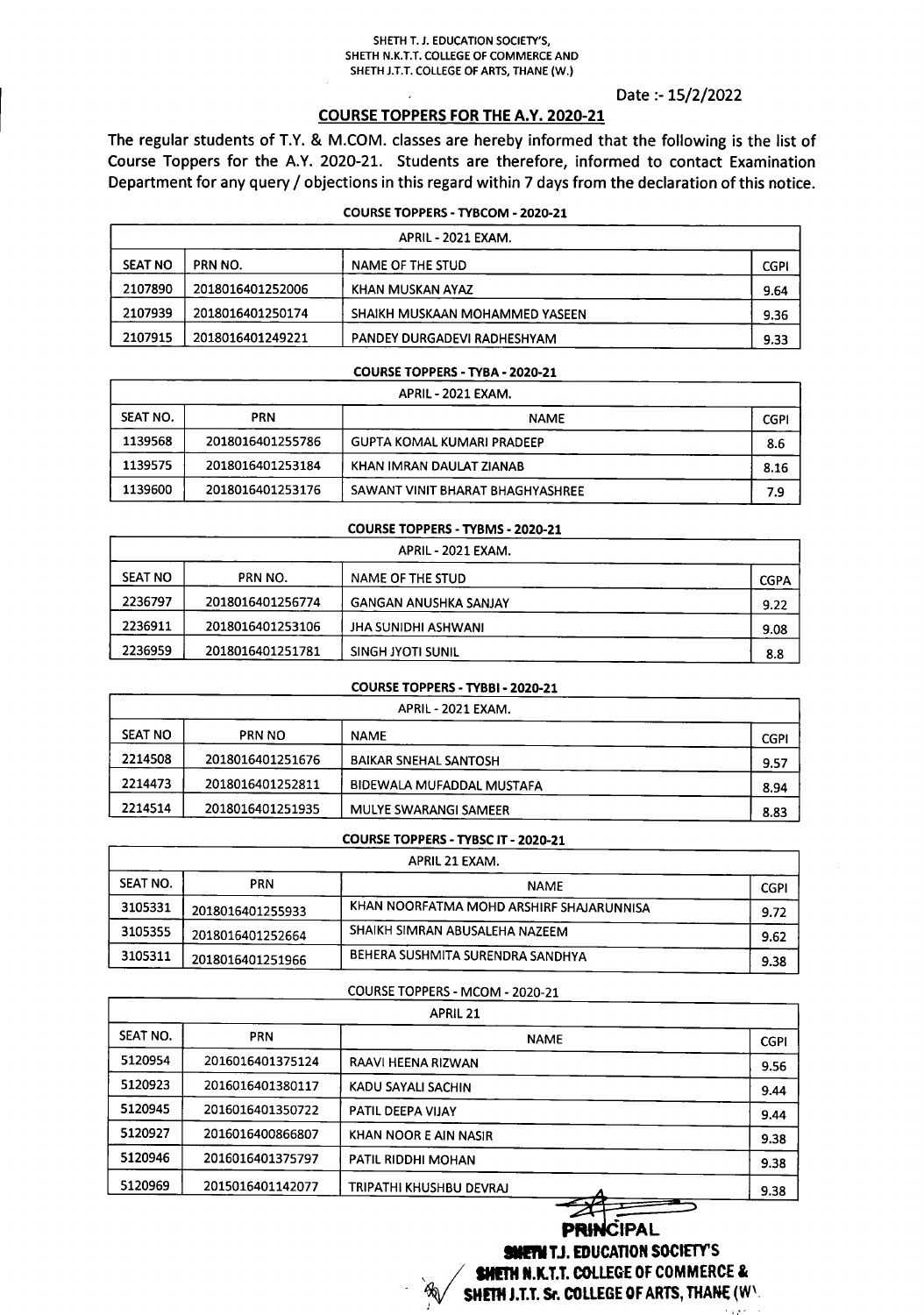SHETH T. J. EDUCATION SOCIETY'S,
SHETH N.K.T.T. COLLEGE OF COMMERCE AND
SHETH J.T.T. COLLEGE OF ARTS, THANE (W.)

Date :- 15/2/2022

## COURSE TOPPERS FOR THE A.Y. 2020-21

The regular students of T.Y. & M.COM. classes are hereby informed that the following is the list of Course Toppers for the A.Y. 2020-21. Students are therefore, informed to contact Examination Department for any query / objections in this regard within 7 days from the declaration of this notice.

### COURSE TOPPERS - TYBCOM - 2020-21

| APRIL - 2021 EXAM. | | | |
|---|---|---|---|
| SEAT NO | PRN NO. | NAME OF THE STUD | CGPI |
| 2107890 | 2018016401252006 | KHAN MUSKAN AYAZ | 9.64 |
| 2107939 | 2018016401250174 | SHAIKH MUSKAAN MOHAMMED YASEEN | 9.36 |
| 2107915 | 2018016401249221 | PANDEY DURGADEVI RADHESHYAM | 9.33 |

### COURSE TOPPERS - TYBA - 2020-21

| APRIL - 2021 EXAM. | | | |
|---|---|---|---|
| SEAT NO. | PRN | NAME | CGPI |
| 1139568 | 2018016401255786 | GUPTA KOMAL KUMARI PRADEEP | 8.6 |
| 1139575 | 2018016401253184 | KHAN IMRAN DAULAT ZIANAB | 8.16 |
| 1139600 | 2018016401253176 | SAWANT VINIT BHARAT BHAGHYASHREE | 7.9 |

### COURSE TOPPERS - TYBMS - 2020-21

| APRIL - 2021 EXAM. | | | |
|---|---|---|---|
| SEAT NO | PRN NO. | NAME OF THE STUD | CGPA |
| 2236797 | 2018016401256774 | GANGAN ANUSHKA SANJAY | 9.22 |
| 2236911 | 2018016401253106 | JHA SUNIDHI ASHWANI | 9.08 |
| 2236959 | 2018016401251781 | SINGH JYOTI SUNIL | 8.8 |

### COURSE TOPPERS - TYBBI - 2020-21

| APRIL - 2021 EXAM. | | | |
|---|---|---|---|
| SEAT NO | PRN NO | NAME | CGPI |
| 2214508 | 2018016401251676 | BAIKAR SNEHAL SANTOSH | 9.57 |
| 2214473 | 2018016401252811 | BIDEWALA MUFADDAL MUSTAFA | 8.94 |
| 2214514 | 2018016401251935 | MULYE SWARANGI SAMEER | 8.83 |

### COURSE TOPPERS - TYBSC IT - 2020-21

| APRIL 21 EXAM. | | | |
|---|---|---|---|
| SEAT NO. | PRN | NAME | CGPI |
| 3105331 | 2018016401255933 | KHAN NOORFATMA MOHD ARSHIRF SHAJARUNNISA | 9.72 |
| 3105355 | 2018016401252664 | SHAIKH SIMRAN ABUSALEHA NAZEEM | 9.62 |
| 3105311 | 2018016401251966 | BEHERA SUSHMITA SURENDRA SANDHYA | 9.38 |

### COURSE TOPPERS - MCOM - 2020-21

| APRIL 21 | | | |
|---|---|---|---|
| SEAT NO. | PRN | NAME | CGPI |
| 5120954 | 2016016401375124 | RAAVI HEENA RIZWAN | 9.56 |
| 5120923 | 2016016401380117 | KADU SAYALI SACHIN | 9.44 |
| 5120945 | 2016016401350722 | PATIL DEEPA VIJAY | 9.44 |
| 5120927 | 2016016400866807 | KHAN NOOR E AIN NASIR | 9.38 |
| 5120946 | 2016016401375797 | PATIL RIDDHI MOHAN | 9.38 |
| 5120969 | 2015016401142077 | TRIPATHI KHUSHBU DEVRAJ | 9.38 |

**PRINCIPAL**
**SHETH T.J. EDUCATION SOCIETY'S**
**SHETH N.K.T.T. COLLEGE OF COMMERCE &**
**SHETH J.T.T. Sr. COLLEGE OF ARTS, THANE (W)**